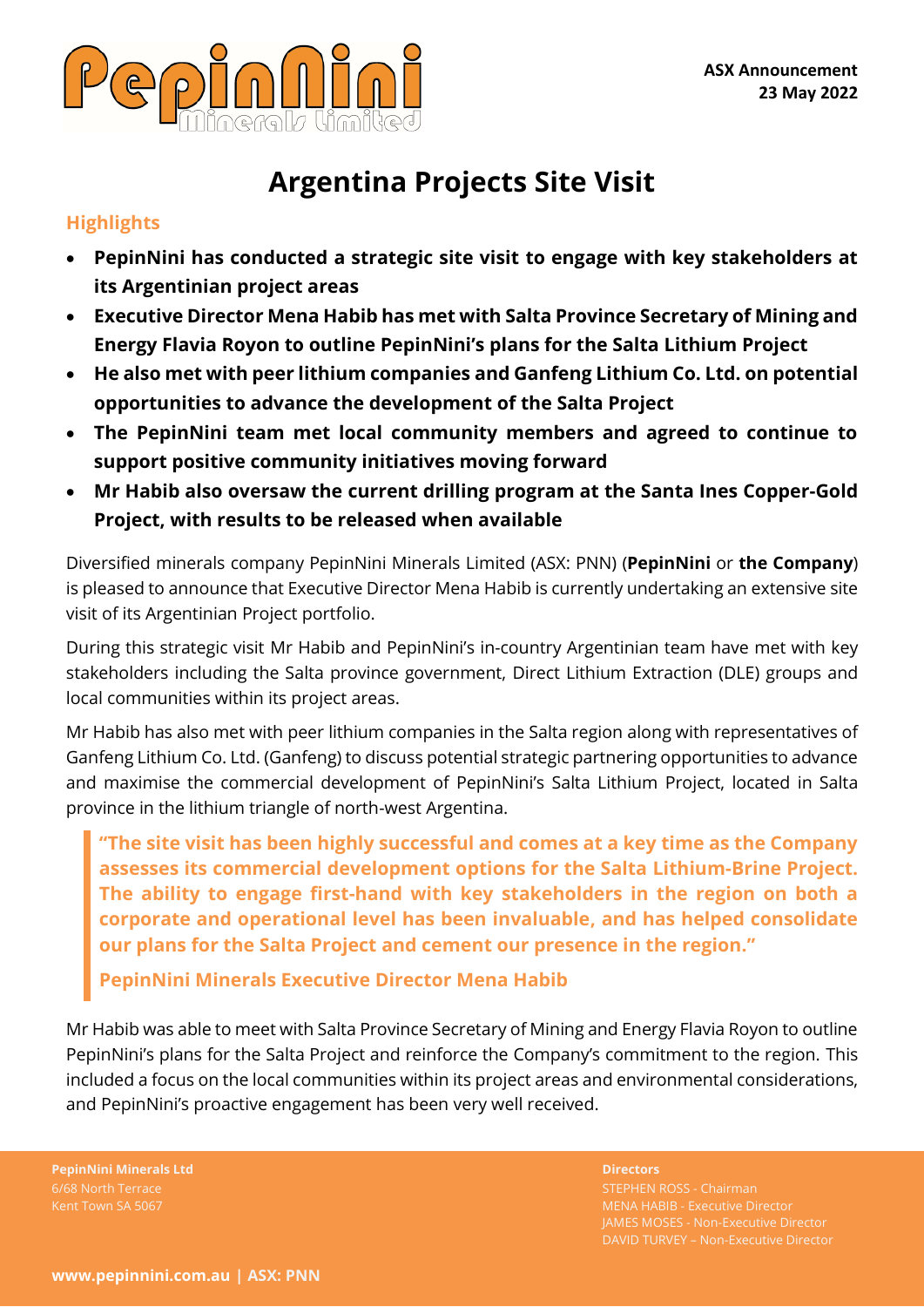**ASX Announcement**
**23 May 2022**

# Argentina Projects Site Visit

## Highlights

- **PepinNini has conducted a strategic site visit to engage with key stakeholders at its Argentinian project areas**
- **Executive Director Mena Habib has met with Salta Province Secretary of Mining and Energy Flavia Royon to outline PepinNini's plans for the Salta Lithium Project**
- **He also met with peer lithium companies and Ganfeng Lithium Co. Ltd. on potential opportunities to advance the development of the Salta Project**
- **The PepinNini team met local community members and agreed to continue to support positive community initiatives moving forward**
- **Mr Habib also oversaw the current drilling program at the Santa Ines Copper-Gold Project, with results to be released when available**

Diversified minerals company PepinNini Minerals Limited (ASX: PNN) (**PepinNini** or **the Company**) is pleased to announce that Executive Director Mena Habib is currently undertaking an extensive site visit of its Argentinian Project portfolio.

During this strategic visit Mr Habib and PepinNini's in-country Argentinian team have met with key stakeholders including the Salta province government, Direct Lithium Extraction (DLE) groups and local communities within its project areas.

Mr Habib has also met with peer lithium companies in the Salta region along with representatives of Ganfeng Lithium Co. Ltd. (Ganfeng) to discuss potential strategic partnering opportunities to advance and maximise the commercial development of PepinNini's Salta Lithium Project, located in Salta province in the lithium triangle of north-west Argentina.

> **"The site visit has been highly successful and comes at a key time as the Company assesses its commercial development options for the Salta Lithium-Brine Project. The ability to engage first-hand with key stakeholders in the region on both a corporate and operational level has been invaluable, and has helped consolidate our plans for the Salta Project and cement our presence in the region."**
>
> **PepinNini Minerals Executive Director Mena Habib**

Mr Habib was able to meet with Salta Province Secretary of Mining and Energy Flavia Royon to outline PepinNini's plans for the Salta Project and reinforce the Company's commitment to the region. This included a focus on the local communities within its project areas and environmental considerations, and PepinNini's proactive engagement has been very well received.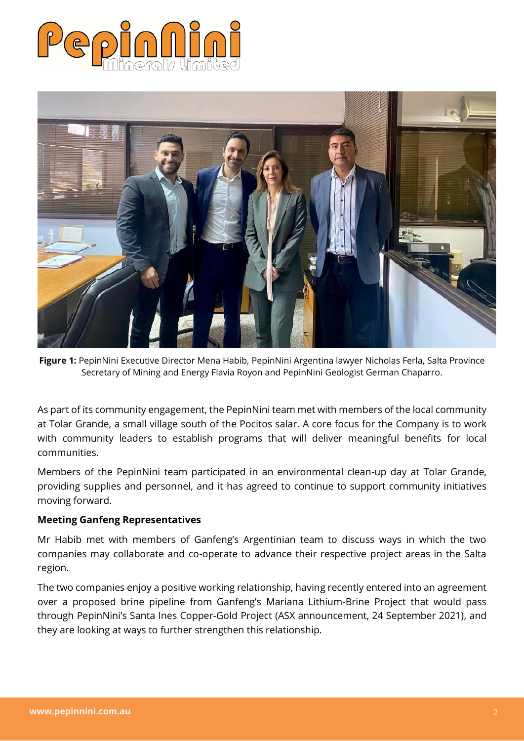**Figure 1:** PepinNini Executive Director Mena Habib, PepinNini Argentina lawyer Nicholas Ferla, Salta Province Secretary of Mining and Energy Flavia Royon and PepinNini Geologist German Chaparro.

As part of its community engagement, the PepinNini team met with members of the local community at Tolar Grande, a small village south of the Pocitos salar. A core focus for the Company is to work with community leaders to establish programs that will deliver meaningful benefits for local communities.

Members of the PepinNini team participated in an environmental clean-up day at Tolar Grande, providing supplies and personnel, and it has agreed to continue to support community initiatives moving forward.

**Meeting Ganfeng Representatives**

Mr Habib met with members of Ganfeng's Argentinian team to discuss ways in which the two companies may collaborate and co-operate to advance their respective project areas in the Salta region.

The two companies enjoy a positive working relationship, having recently entered into an agreement over a proposed brine pipeline from Ganfeng's Mariana Lithium-Brine Project that would pass through PepinNini's Santa Ines Copper-Gold Project (ASX announcement, 24 September 2021), and they are looking at ways to further strengthen this relationship.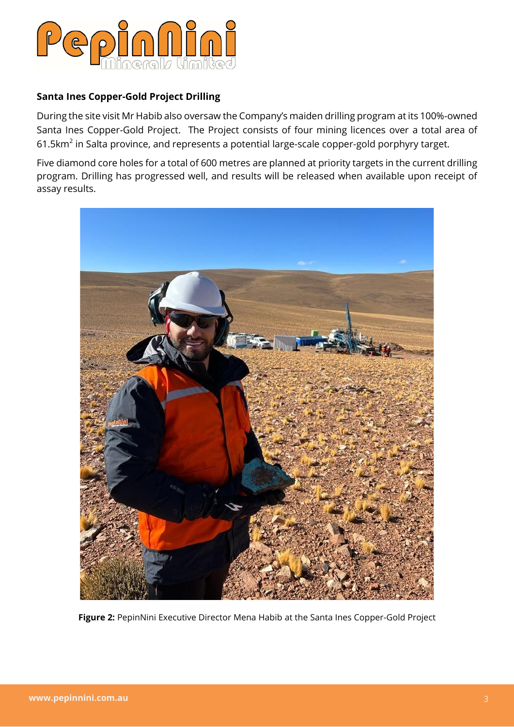**Santa Ines Copper-Gold Project Drilling**

During the site visit Mr Habib also oversaw the Company's maiden drilling program at its 100%-owned Santa Ines Copper-Gold Project. The Project consists of four mining licences over a total area of 61.5km$^2$ in Salta province, and represents a potential large-scale copper-gold porphyry target.

Five diamond core holes for a total of 600 metres are planned at priority targets in the current drilling program. Drilling has progressed well, and results will be released when available upon receipt of assay results.

**Figure 2:** PepinNini Executive Director Mena Habib at the Santa Ines Copper-Gold Project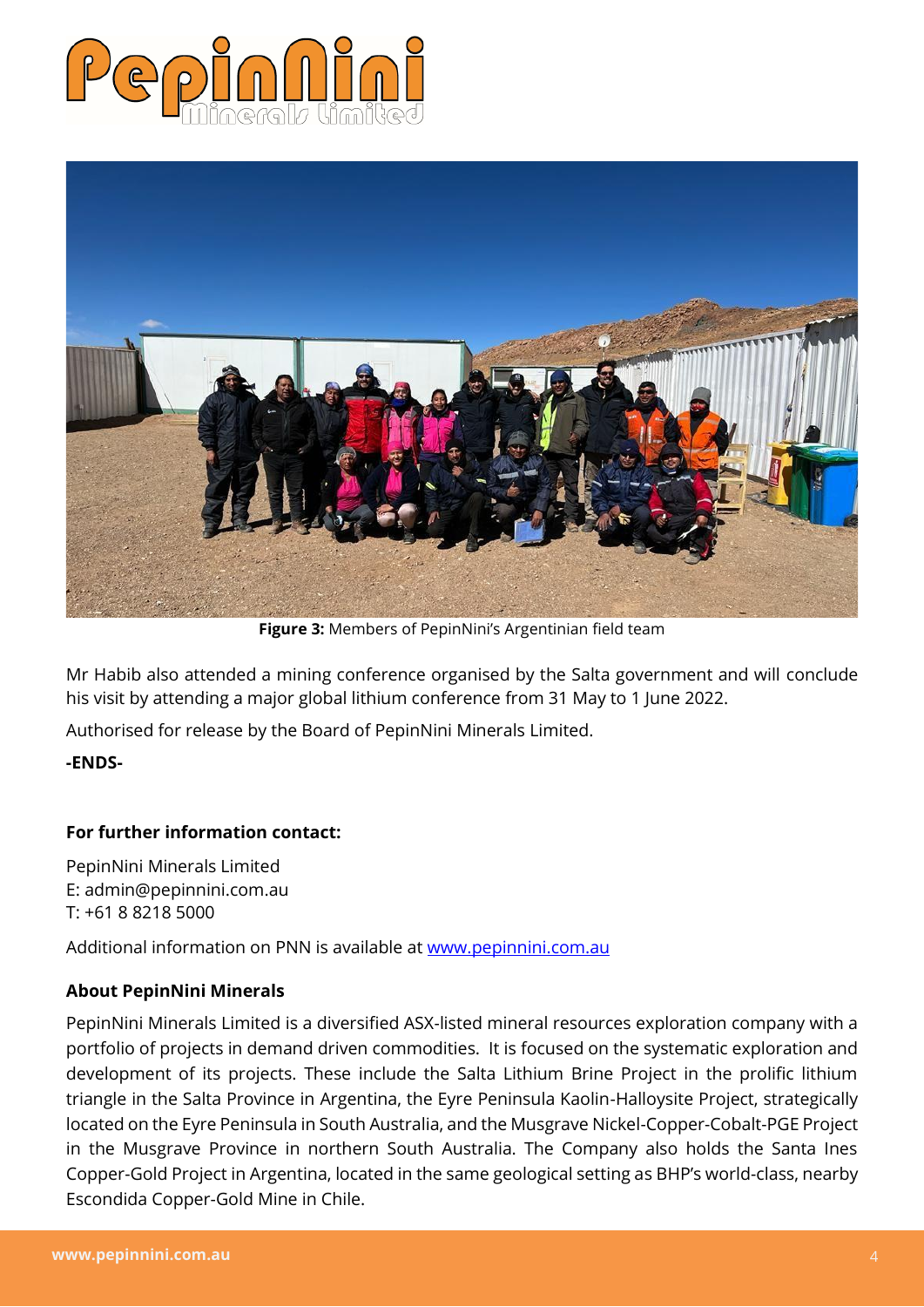**Figure 3:** Members of PepinNini's Argentinian field team

Mr Habib also attended a mining conference organised by the Salta government and will conclude his visit by attending a major global lithium conference from 31 May to 1 June 2022.

Authorised for release by the Board of PepinNini Minerals Limited.

**-ENDS-**

**For further information contact:**

PepinNini Minerals Limited
E: admin@pepinnini.com.au
T: +61 8 8218 5000

Additional information on PNN is available at www.pepinnini.com.au

**About PepinNini Minerals**

PepinNini Minerals Limited is a diversified ASX-listed mineral resources exploration company with a portfolio of projects in demand driven commodities. It is focused on the systematic exploration and development of its projects. These include the Salta Lithium Brine Project in the prolific lithium triangle in the Salta Province in Argentina, the Eyre Peninsula Kaolin-Halloysite Project, strategically located on the Eyre Peninsula in South Australia, and the Musgrave Nickel-Copper-Cobalt-PGE Project in the Musgrave Province in northern South Australia. The Company also holds the Santa Ines Copper-Gold Project in Argentina, located in the same geological setting as BHP's world-class, nearby Escondida Copper-Gold Mine in Chile.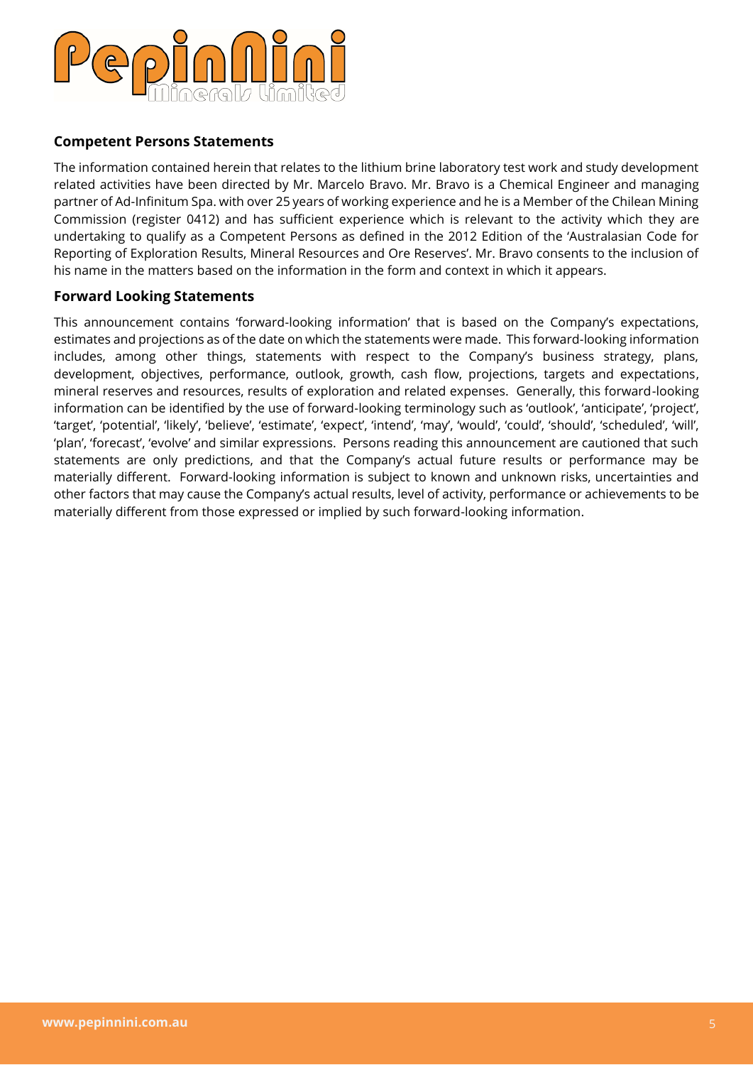## Competent Persons Statements

The information contained herein that relates to the lithium brine laboratory test work and study development related activities have been directed by Mr. Marcelo Bravo. Mr. Bravo is a Chemical Engineer and managing partner of Ad-Infinitum Spa. with over 25 years of working experience and he is a Member of the Chilean Mining Commission (register 0412) and has sufficient experience which is relevant to the activity which they are undertaking to qualify as a Competent Persons as defined in the 2012 Edition of the 'Australasian Code for Reporting of Exploration Results, Mineral Resources and Ore Reserves'. Mr. Bravo consents to the inclusion of his name in the matters based on the information in the form and context in which it appears.

## Forward Looking Statements

This announcement contains 'forward-looking information' that is based on the Company's expectations, estimates and projections as of the date on which the statements were made. This forward-looking information includes, among other things, statements with respect to the Company's business strategy, plans, development, objectives, performance, outlook, growth, cash flow, projections, targets and expectations, mineral reserves and resources, results of exploration and related expenses. Generally, this forward-looking information can be identified by the use of forward-looking terminology such as 'outlook', 'anticipate', 'project', 'target', 'potential', 'likely', 'believe', 'estimate', 'expect', 'intend', 'may', 'would', 'could', 'should', 'scheduled', 'will', 'plan', 'forecast', 'evolve' and similar expressions. Persons reading this announcement are cautioned that such statements are only predictions, and that the Company's actual future results or performance may be materially different. Forward-looking information is subject to known and unknown risks, uncertainties and other factors that may cause the Company's actual results, level of activity, performance or achievements to be materially different from those expressed or implied by such forward-looking information.